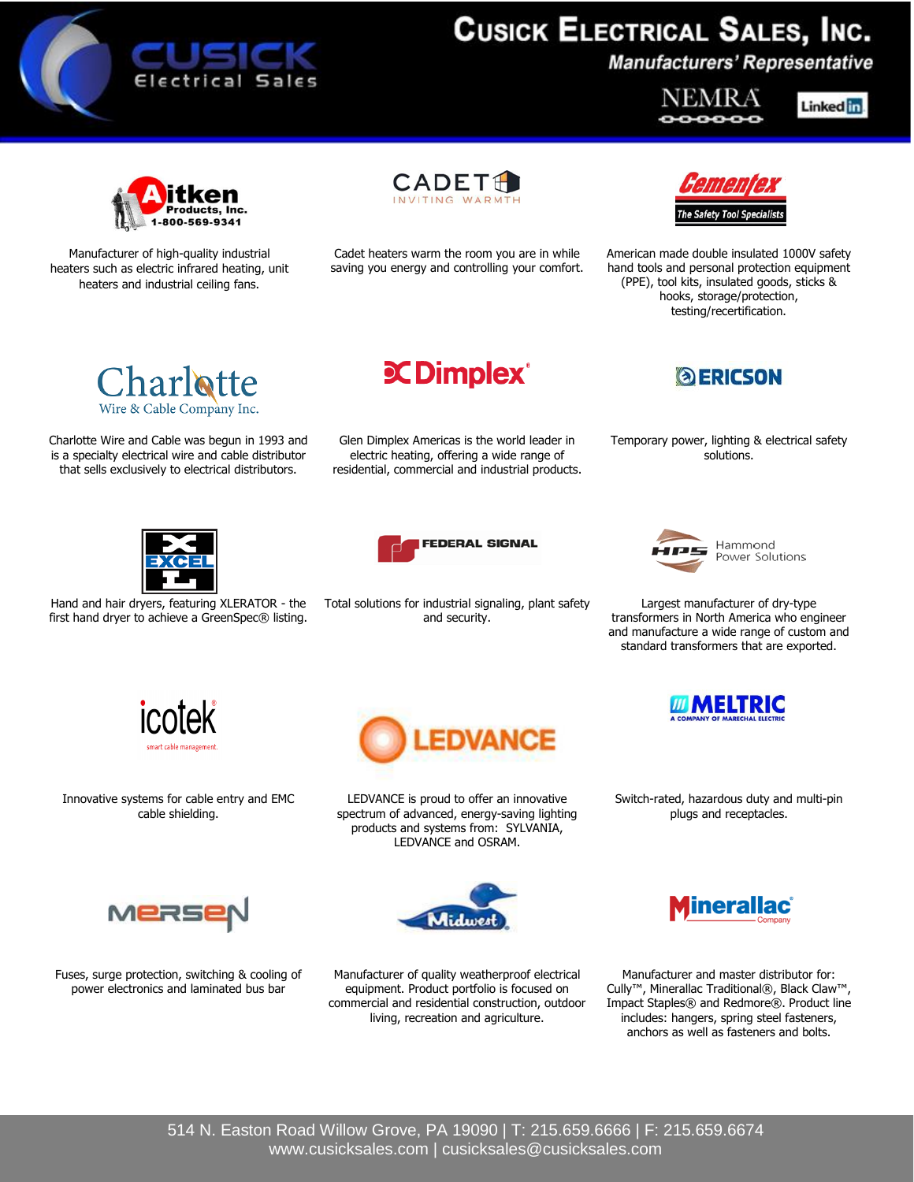# Cusick Electrical Sales, Inc.

*Manufacturers' Representative*

NEMRA

### Aitken Products, Inc.

1-800-569-9341

Manufacturer of high-quality industrial heaters such as electric infrared heating, unit heaters and industrial ceiling fans.

### CADET

INVITING WARMTH

Cadet heaters warm the room you are in while saving you energy and controlling your comfort.

### Cementex

The Safety Tool Specialists

American made double insulated 1000V safety hand tools and personal protection equipment (PPE), tool kits, insulated goods, sticks & hooks, storage/protection, testing/recertification.

### Charlotte Wire & Cable Company Inc.

Charlotte Wire and Cable was begun in 1993 and is a specialty electrical wire and cable distributor that sells exclusively to electrical distributors.

### Dimplex

Glen Dimplex Americas is the world leader in electric heating, offering a wide range of residential, commercial and industrial products.

### ERICSON

Temporary power, lighting & electrical safety solutions.

### EXCEL

Hand and hair dryers, featuring XLERATOR - the first hand dryer to achieve a GreenSpec® listing.

### FEDERAL SIGNAL

Total solutions for industrial signaling, plant safety and security.

### Hammond Power Solutions

Largest manufacturer of dry-type transformers in North America who engineer and manufacture a wide range of custom and standard transformers that are exported.

### icotek

smart cable management

Innovative systems for cable entry and EMC cable shielding.

### LEDVANCE

LEDVANCE is proud to offer an innovative spectrum of advanced, energy-saving lighting products and systems from: SYLVANIA, LEDVANCE and OSRAM.

### MELTRIC

A COMPANY OF MARECHAL ELECTRIC

Switch-rated, hazardous duty and multi-pin plugs and receptacles.

### MERSEN

Fuses, surge protection, switching & cooling of power electronics and laminated bus bar

### Midwest

Manufacturer of quality weatherproof electrical equipment. Product portfolio is focused on commercial and residential construction, outdoor living, recreation and agriculture.

### Minerallac Company

Manufacturer and master distributor for: Cully™, Minerallac Traditional®, Black Claw™, Impact Staples® and Redmore®. Product line includes: hangers, spring steel fasteners, anchors as well as fasteners and bolts.

514 N. Easton Road Willow Grove, PA 19090 | T: 215.659.6666 | F: 215.659.6674
www.cusicksales.com | cusicksales@cusicksales.com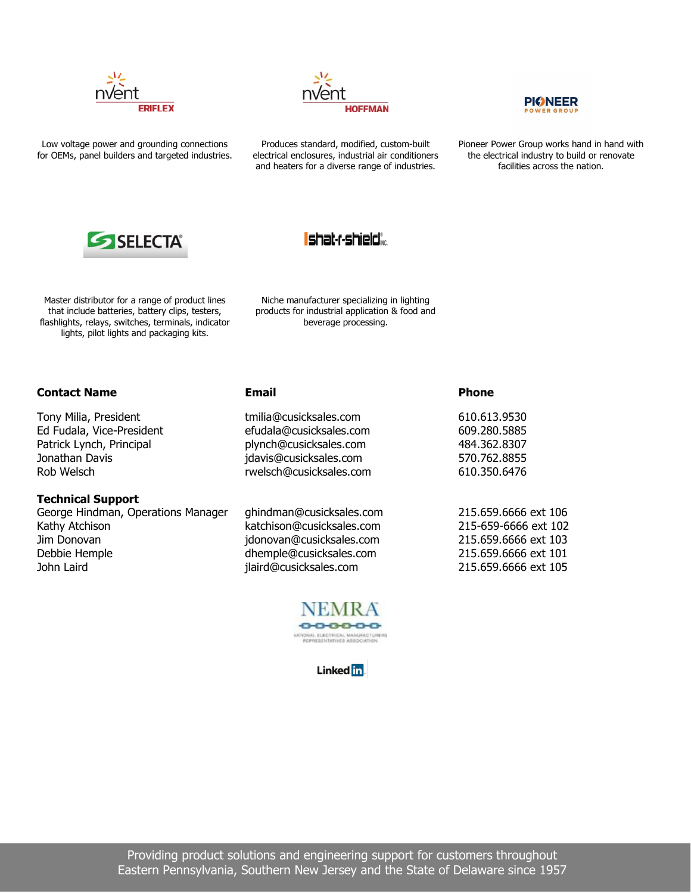nVent ERIFLEX

Low voltage power and grounding connections for OEMs, panel builders and targeted industries.

nVent HOFFMAN

Produces standard, modified, custom-built electrical enclosures, industrial air conditioners and heaters for a diverse range of industries.

PIONEER POWER GROUP

Pioneer Power Group works hand in hand with the electrical industry to build or renovate facilities across the nation.

SELECTA

Master distributor for a range of product lines that include batteries, battery clips, testers, flashlights, relays, switches, terminals, indicator lights, pilot lights and packaging kits.

shat-r-shield INC.

Niche manufacturer specializing in lighting products for industrial application & food and beverage processing.

| Contact Name | Email | Phone |
|---|---|---|
| Tony Milia, President | tmilia@cusicksales.com | 610.613.9530 |
| Ed Fudala, Vice-President | efudala@cusicksales.com | 609.280.5885 |
| Patrick Lynch, Principal | plynch@cusicksales.com | 484.362.8307 |
| Jonathan Davis | jdavis@cusicksales.com | 570.762.8855 |
| Rob Welsch | rwelsch@cusicksales.com | 610.350.6476 |
| **Technical Support** | | |
| George Hindman, Operations Manager | ghindman@cusicksales.com | 215.659.6666 ext 106 |
| Kathy Atchison | katchison@cusicksales.com | 215-659-6666 ext 102 |
| Jim Donovan | jdonovan@cusicksales.com | 215.659.6666 ext 103 |
| Debbie Hemple | dhemple@cusicksales.com | 215.659.6666 ext 101 |
| John Laird | jlaird@cusicksales.com | 215.659.6666 ext 105 |

NEMRA
NATIONAL ELECTRICAL MANUFACTURERS REPRESENTATIVES ASSOCIATION

LinkedIn

Providing product solutions and engineering support for customers throughout Eastern Pennsylvania, Southern New Jersey and the State of Delaware since 1957